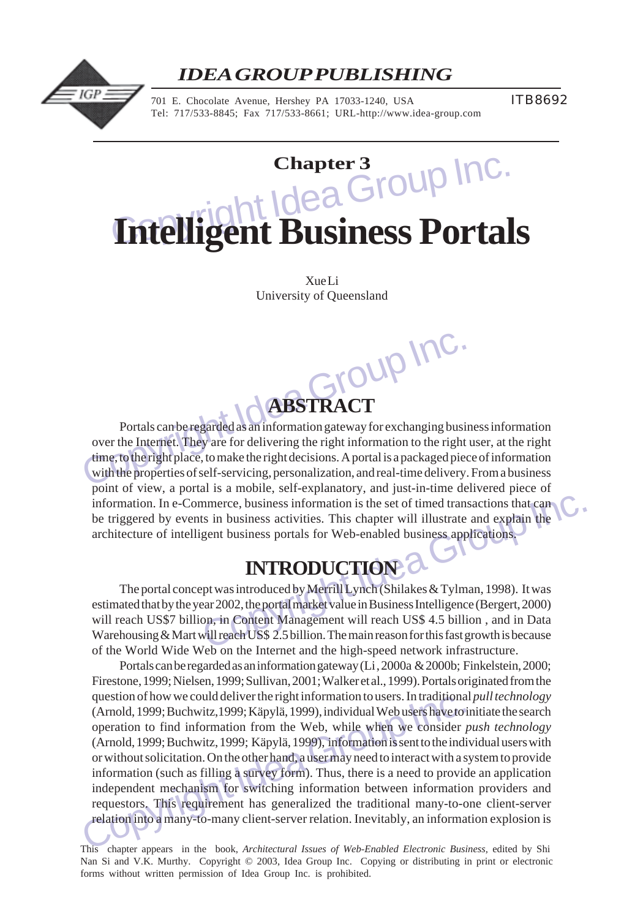# IDEA GROUP PUBLISHING

701 E. Chocolate Avenue, Hershey PA 17033-1240, USA
Tel: 717/533-8845; Fax 717/533-8661; URL-http://www.idea-group.com

ITB8692

## Chapter 3

# Intelligent Business Portals

Xue Li
University of Queensland

## ABSTRACT

Portals can be regarded as an information gateway for exchanging business information over the Internet. They are for delivering the right information to the right user, at the right time, to the right place, to make the right decisions. A portal is a packaged piece of information with the properties of self-servicing, personalization, and real-time delivery. From a business point of view, a portal is a mobile, self-explanatory, and just-in-time delivered piece of information. In e-Commerce, business information is the set of timed transactions that can be triggered by events in business activities. This chapter will illustrate and explain the architecture of intelligent business portals for Web-enabled business applications.

## INTRODUCTION

The portal concept was introduced by Merrill Lynch (Shilakes & Tylman, 1998). It was estimated that by the year 2002, the portal market value in Business Intelligence (Bergert, 2000) will reach US$7 billion, in Content Management will reach US$ 4.5 billion , and in Data Warehousing & Mart will reach US$ 2.5 billion. The main reason for this fast growth is because of the World Wide Web on the Internet and the high-speed network infrastructure.

Portals can be regarded as an information gateway (Li , 2000a & 2000b; Finkelstein, 2000; Firestone, 1999; Nielsen, 1999; Sullivan, 2001; Walker et al., 1999). Portals originated from the question of how we could deliver the right information to users. In traditional *pull technology* (Arnold, 1999; Buchwitz,1999; Käpylä, 1999), individual Web users have to initiate the search operation to find information from the Web, while when we consider *push technology* (Arnold, 1999; Buchwitz, 1999; Käpylä, 1999), information is sent to the individual users with or without solicitation. On the other hand, a user may need to interact with a system to provide information (such as filling a survey form). Thus, there is a need to provide an application independent mechanism for switching information between information providers and requestors. This requirement has generalized the traditional many-to-one client-server relation into a many-to-many client-server relation. Inevitably, an information explosion is

This chapter appears in the book, *Architectural Issues of Web-Enabled Electronic Business*, edited by Shi Nan Si and V.K. Murthy. Copyright © 2003, Idea Group Inc. Copying or distributing in print or electronic forms without written permission of Idea Group Inc. is prohibited.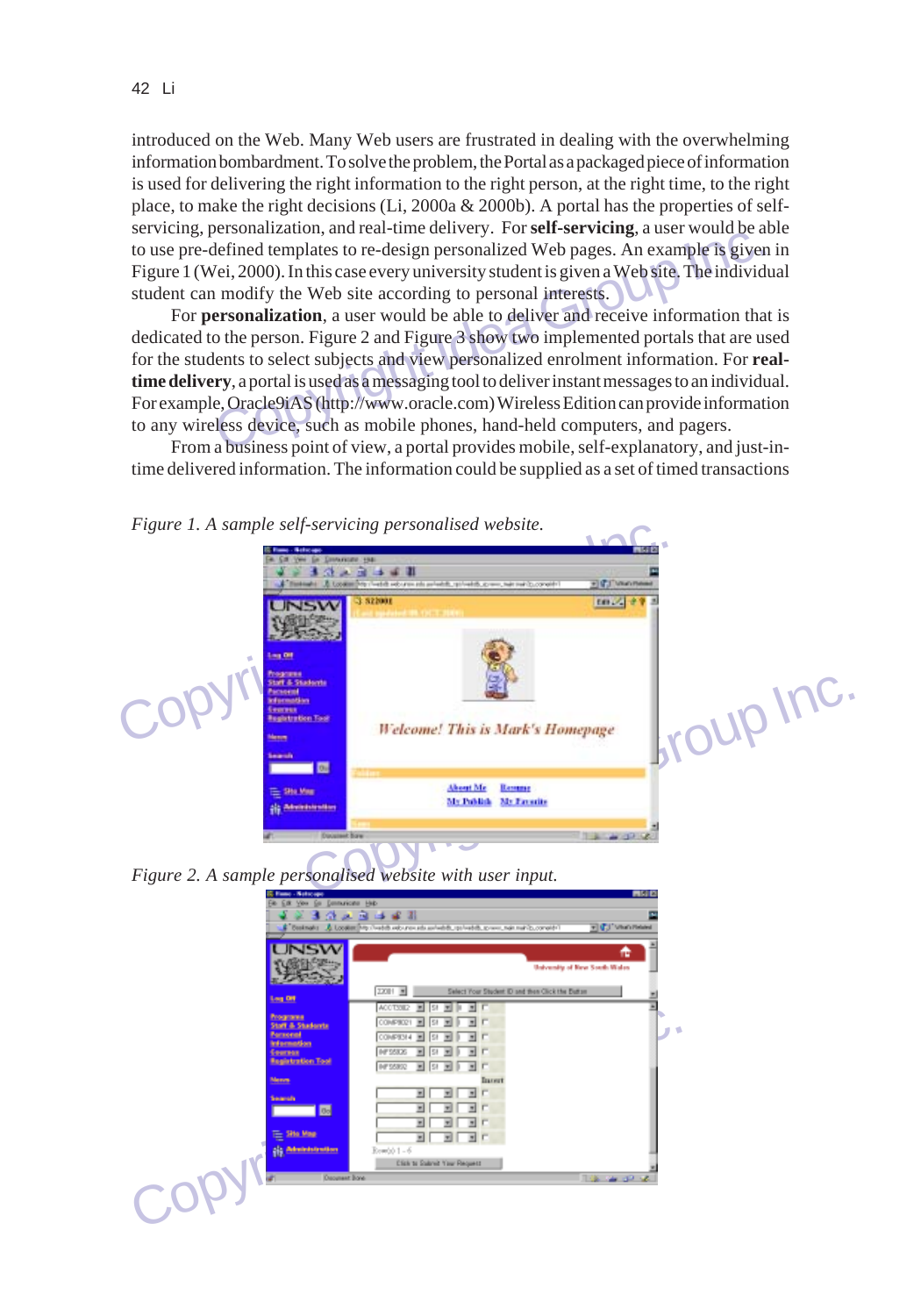introduced on the Web. Many Web users are frustrated in dealing with the overwhelming information bombardment. To solve the problem, the Portal as a packaged piece of information is used for delivering the right information to the right person, at the right time, to the right place, to make the right decisions (Li, 2000a & 2000b). A portal has the properties of self-servicing, personalization, and real-time delivery. For **self-servicing**, a user would be able to use pre-defined templates to re-design personalized Web pages. An example is given in Figure 1 (Wei, 2000). In this case every university student is given a Web site. The individual student can modify the Web site according to personal interests.

For **personalization**, a user would be able to deliver and receive information that is dedicated to the person. Figure 2 and Figure 3 show two implemented portals that are used for the students to select subjects and view personalized enrolment information. For **real-time delivery**, a portal is used as a messaging tool to deliver instant messages to an individual. For example, Oracle9iAS (http://www.oracle.com) Wireless Edition can provide information to any wireless device, such as mobile phones, hand-held computers, and pagers.

From a business point of view, a portal provides mobile, self-explanatory, and just-in-time delivered information. The information could be supplied as a set of timed transactions

*Figure 1. A sample self-servicing personalised website.*

*Figure 2. A sample personalised website with user input.*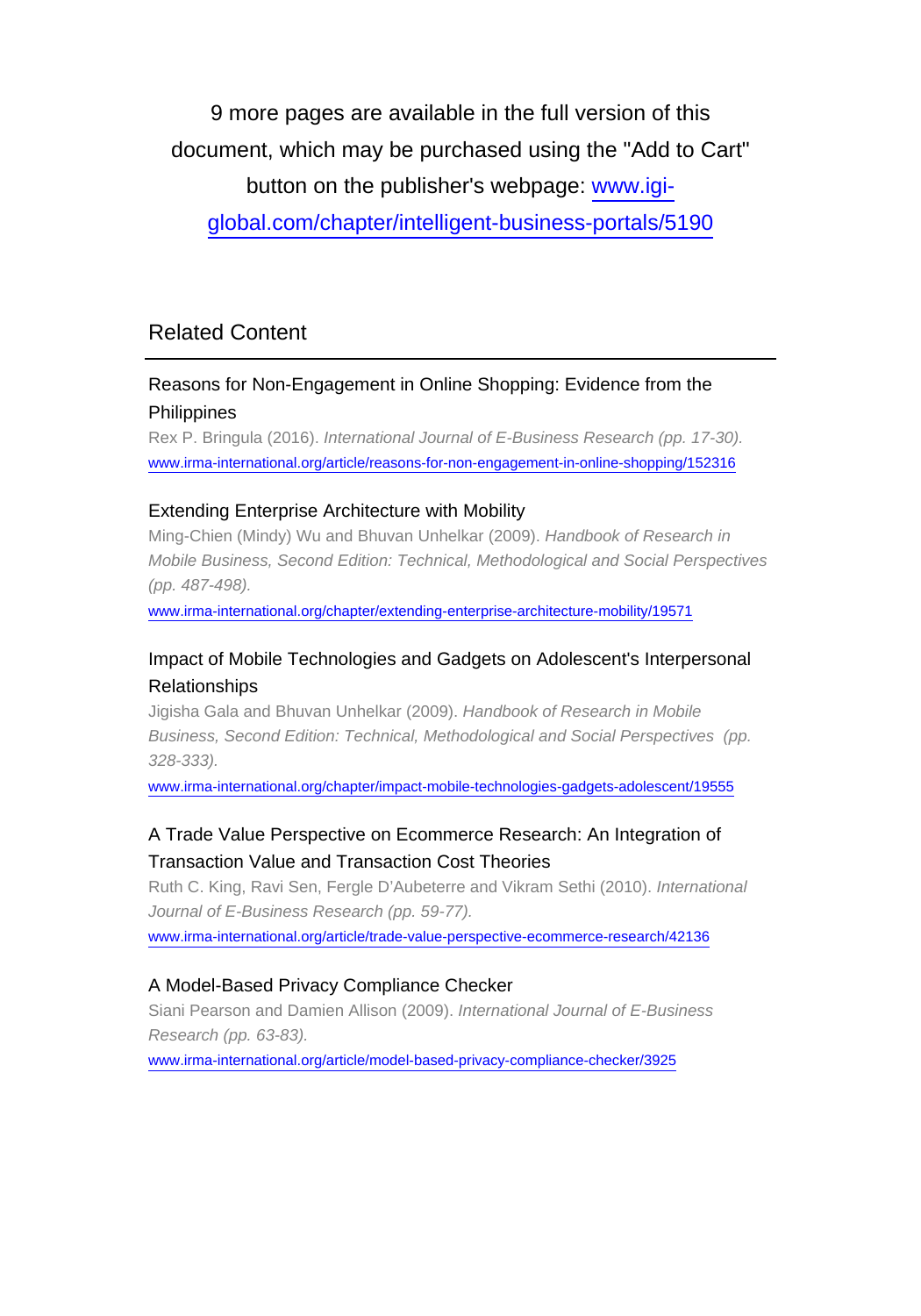9 more pages are available in the full version of this document, which may be purchased using the "Add to Cart" button on the publisher's webpage: [www.igi-global.com/chapter/intelligent-business-portals/5190](www.igi-global.com/chapter/intelligent-business-portals/5190)

## Related Content

### Reasons for Non-Engagement in Online Shopping: Evidence from the Philippines

Rex P. Bringula (2016). *International Journal of E-Business Research (pp. 17-30).*

[www.irma-international.org/article/reasons-for-non-engagement-in-online-shopping/152316](www.irma-international.org/article/reasons-for-non-engagement-in-online-shopping/152316)

### Extending Enterprise Architecture with Mobility

Ming-Chien (Mindy) Wu and Bhuvan Unhelkar (2009). *Handbook of Research in Mobile Business, Second Edition: Technical, Methodological and Social Perspectives (pp. 487-498).*

[www.irma-international.org/chapter/extending-enterprise-architecture-mobility/19571](www.irma-international.org/chapter/extending-enterprise-architecture-mobility/19571)

### Impact of Mobile Technologies and Gadgets on Adolescent's Interpersonal Relationships

Jigisha Gala and Bhuvan Unhelkar (2009). *Handbook of Research in Mobile Business, Second Edition: Technical, Methodological and Social Perspectives (pp. 328-333).*

[www.irma-international.org/chapter/impact-mobile-technologies-gadgets-adolescent/19555](www.irma-international.org/chapter/impact-mobile-technologies-gadgets-adolescent/19555)

### A Trade Value Perspective on Ecommerce Research: An Integration of Transaction Value and Transaction Cost Theories

Ruth C. King, Ravi Sen, Fergle D'Aubeterre and Vikram Sethi (2010). *International Journal of E-Business Research (pp. 59-77).*

[www.irma-international.org/article/trade-value-perspective-ecommerce-research/42136](www.irma-international.org/article/trade-value-perspective-ecommerce-research/42136)

### A Model-Based Privacy Compliance Checker

Siani Pearson and Damien Allison (2009). *International Journal of E-Business Research (pp. 63-83).*

[www.irma-international.org/article/model-based-privacy-compliance-checker/3925](www.irma-international.org/article/model-based-privacy-compliance-checker/3925)